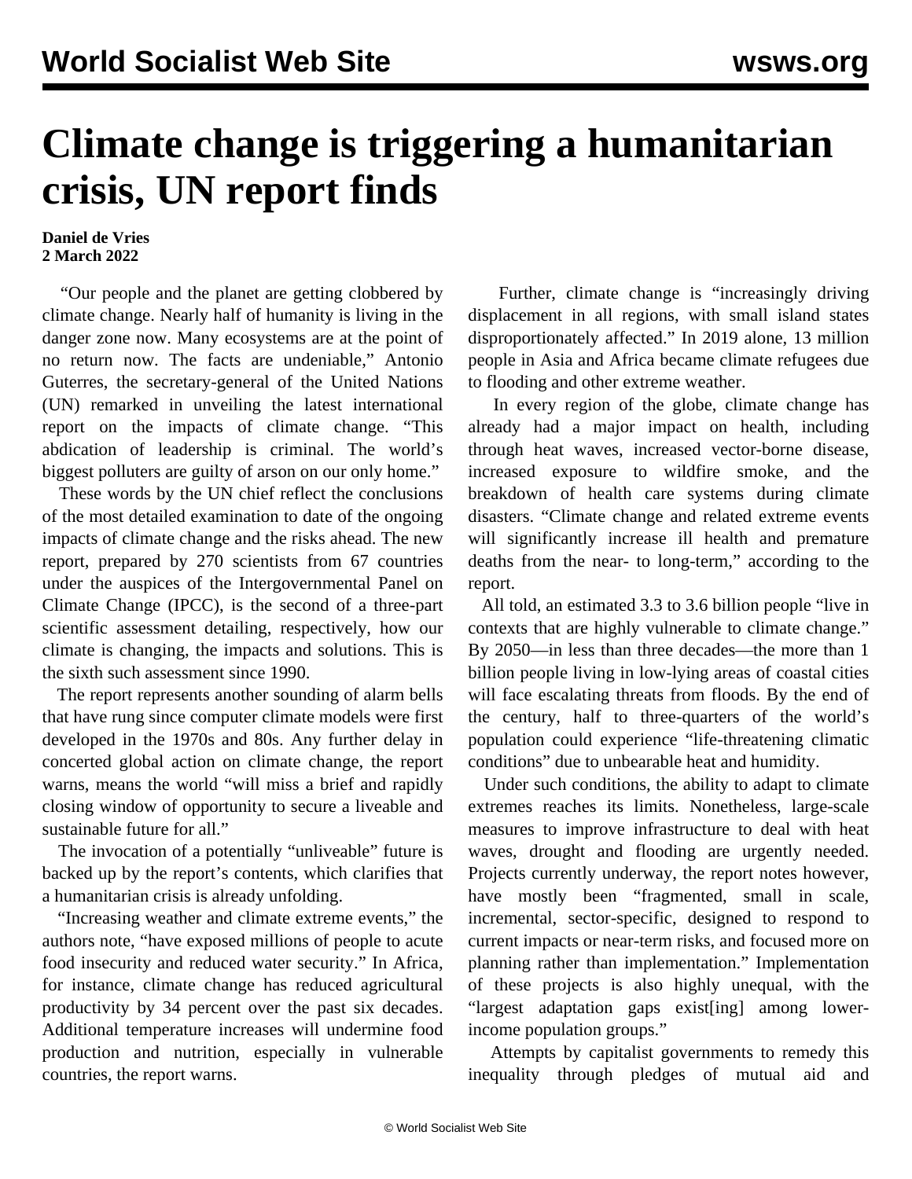# Climate change is triggering a humanitarian crisis, UN report finds

**Daniel de Vries**
**2 March 2022**

"Our people and the planet are getting clobbered by climate change. Nearly half of humanity is living in the danger zone now. Many ecosystems are at the point of no return now. The facts are undeniable," Antonio Guterres, the secretary-general of the United Nations (UN) remarked in unveiling the latest international report on the impacts of climate change. "This abdication of leadership is criminal. The world's biggest polluters are guilty of arson on our only home."

These words by the UN chief reflect the conclusions of the most detailed examination to date of the ongoing impacts of climate change and the risks ahead. The new report, prepared by 270 scientists from 67 countries under the auspices of the Intergovernmental Panel on Climate Change (IPCC), is the second of a three-part scientific assessment detailing, respectively, how our climate is changing, the impacts and solutions. This is the sixth such assessment since 1990.

The report represents another sounding of alarm bells that have rung since computer climate models were first developed in the 1970s and 80s. Any further delay in concerted global action on climate change, the report warns, means the world "will miss a brief and rapidly closing window of opportunity to secure a liveable and sustainable future for all."

The invocation of a potentially "unliveable" future is backed up by the report's contents, which clarifies that a humanitarian crisis is already unfolding.

"Increasing weather and climate extreme events," the authors note, "have exposed millions of people to acute food insecurity and reduced water security." In Africa, for instance, climate change has reduced agricultural productivity by 34 percent over the past six decades. Additional temperature increases will undermine food production and nutrition, especially in vulnerable countries, the report warns.

Further, climate change is "increasingly driving displacement in all regions, with small island states disproportionately affected." In 2019 alone, 13 million people in Asia and Africa became climate refugees due to flooding and other extreme weather.

In every region of the globe, climate change has already had a major impact on health, including through heat waves, increased vector-borne disease, increased exposure to wildfire smoke, and the breakdown of health care systems during climate disasters. "Climate change and related extreme events will significantly increase ill health and premature deaths from the near- to long-term," according to the report.

All told, an estimated 3.3 to 3.6 billion people "live in contexts that are highly vulnerable to climate change." By 2050—in less than three decades—the more than 1 billion people living in low-lying areas of coastal cities will face escalating threats from floods. By the end of the century, half to three-quarters of the world's population could experience "life-threatening climatic conditions" due to unbearable heat and humidity.

Under such conditions, the ability to adapt to climate extremes reaches its limits. Nonetheless, large-scale measures to improve infrastructure to deal with heat waves, drought and flooding are urgently needed. Projects currently underway, the report notes however, have mostly been "fragmented, small in scale, incremental, sector-specific, designed to respond to current impacts or near-term risks, and focused more on planning rather than implementation." Implementation of these projects is also highly unequal, with the "largest adaptation gaps exist[ing] among lower-income population groups."

Attempts by capitalist governments to remedy this inequality through pledges of mutual aid and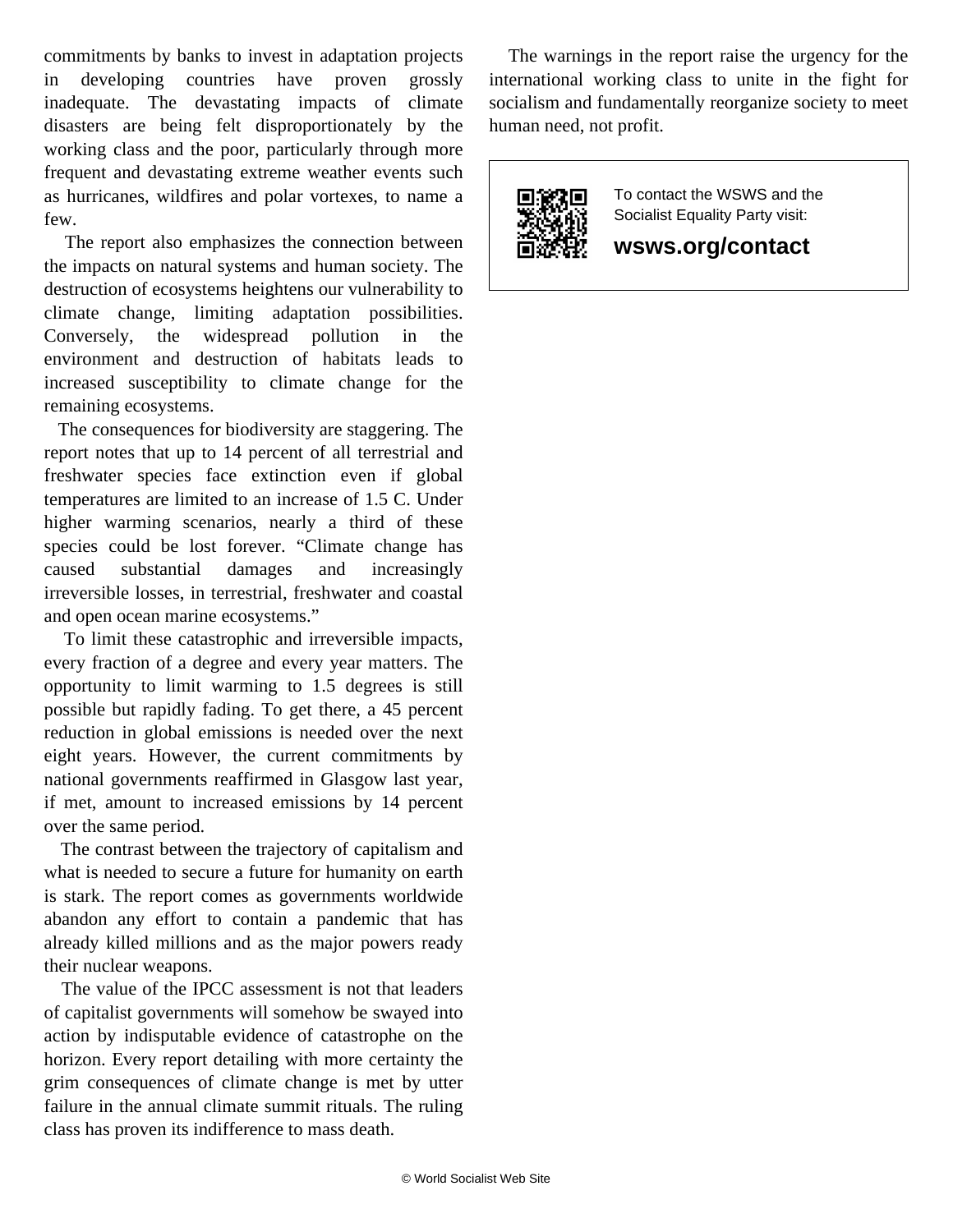commitments by banks to invest in adaptation projects in developing countries have proven grossly inadequate. The devastating impacts of climate disasters are being felt disproportionately by the working class and the poor, particularly through more frequent and devastating extreme weather events such as hurricanes, wildfires and polar vortexes, to name a few.

The report also emphasizes the connection between the impacts on natural systems and human society. The destruction of ecosystems heightens our vulnerability to climate change, limiting adaptation possibilities. Conversely, the widespread pollution in the environment and destruction of habitats leads to increased susceptibility to climate change for the remaining ecosystems.

The consequences for biodiversity are staggering. The report notes that up to 14 percent of all terrestrial and freshwater species face extinction even if global temperatures are limited to an increase of 1.5 C. Under higher warming scenarios, nearly a third of these species could be lost forever. "Climate change has caused substantial damages and increasingly irreversible losses, in terrestrial, freshwater and coastal and open ocean marine ecosystems."

To limit these catastrophic and irreversible impacts, every fraction of a degree and every year matters. The opportunity to limit warming to 1.5 degrees is still possible but rapidly fading. To get there, a 45 percent reduction in global emissions is needed over the next eight years. However, the current commitments by national governments reaffirmed in Glasgow last year, if met, amount to increased emissions by 14 percent over the same period.

The contrast between the trajectory of capitalism and what is needed to secure a future for humanity on earth is stark. The report comes as governments worldwide abandon any effort to contain a pandemic that has already killed millions and as the major powers ready their nuclear weapons.

The value of the IPCC assessment is not that leaders of capitalist governments will somehow be swayed into action by indisputable evidence of catastrophe on the horizon. Every report detailing with more certainty the grim consequences of climate change is met by utter failure in the annual climate summit rituals. The ruling class has proven its indifference to mass death.

The warnings in the report raise the urgency for the international working class to unite in the fight for socialism and fundamentally reorganize society to meet human need, not profit.

To contact the WSWS and the Socialist Equality Party visit:

**wsws.org/contact**